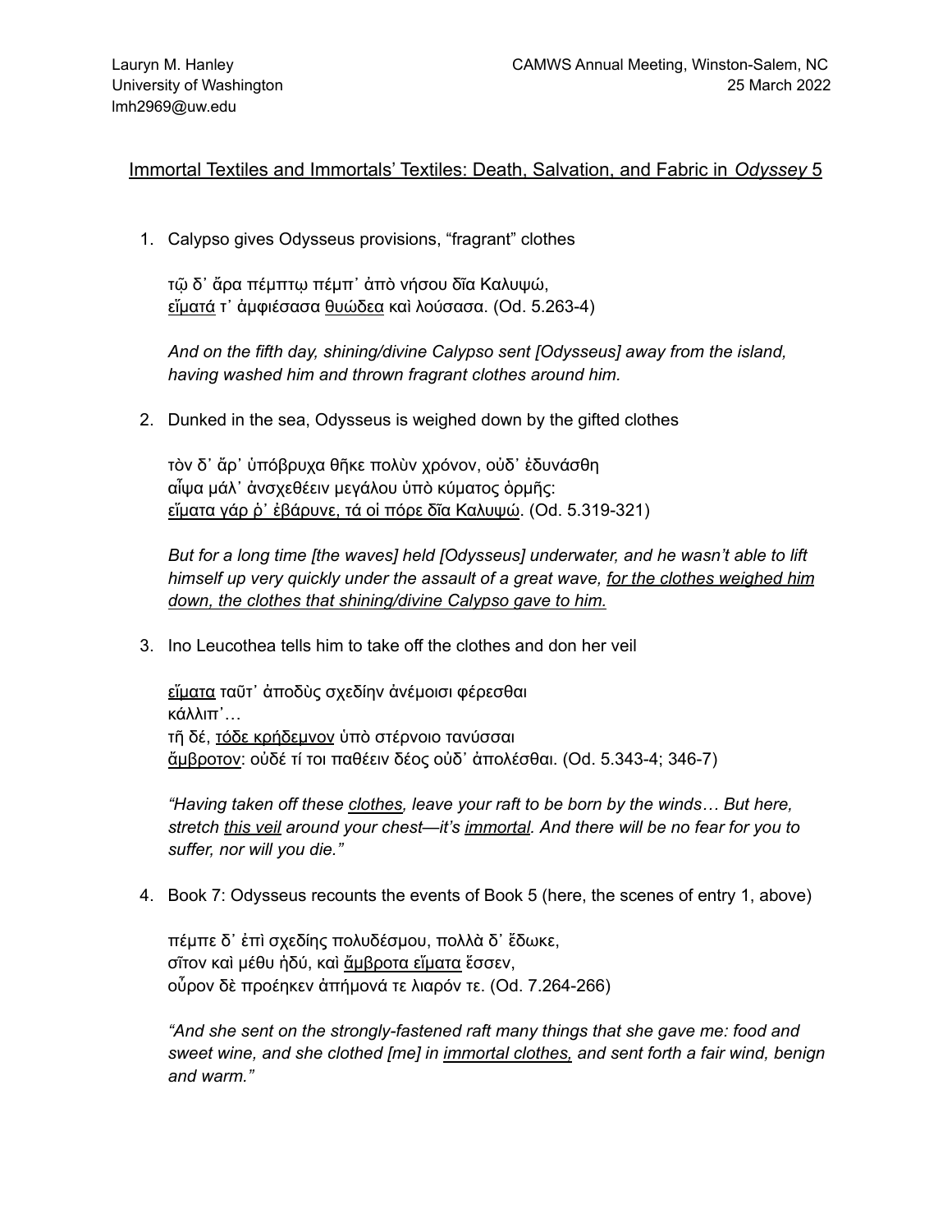Lauryn M. Hanley
University of Washington
lmh2969@uw.edu

CAMWS Annual Meeting, Winston-Salem, NC
25 March 2022

## <u>Immortal Textiles and Immortals' Textiles: Death, Salvation, and Fabric in *Odyssey* 5</u>

1. Calypso gives Odysseus provisions, "fragrant" clothes

   τῷ δ᾽ ἄρα πέμπτῳ πέμπ᾽ ἀπὸ νήσου δῖα Καλυψώ,
   <u>εἵματά</u> τ᾽ ἀμφιέσασα <u>θυώδεα</u> καὶ λούσασα. (Od. 5.263-4)

   *And on the fifth day, shining/divine Calypso sent [Odysseus] away from the island, having washed him and thrown fragrant clothes around him.*

2. Dunked in the sea, Odysseus is weighed down by the gifted clothes

   τὸν δ᾽ ἄρ᾽ ὑπόβρυχα θῆκε πολὺν χρόνον, οὐδ᾽ ἐδυνάσθη
   αἶψα μάλ᾽ ἀνσχεθέειν μεγάλου ὑπὸ κύματος ὁρμῆς:
   <u>εἵματα γάρ ῥ᾽ ἐβάρυνε, τά οἱ πόρε δῖα Καλυψώ</u>. (Od. 5.319-321)

   *But for a long time [the waves] held [Odysseus] underwater, and he wasn't able to lift himself up very quickly under the assault of a great wave, <u>for the clothes weighed him down, the clothes that shining/divine Calypso gave to him.</u>*

3. Ino Leucothea tells him to take off the clothes and don her veil

   <u>εἵματα</u> ταῦτ᾽ ἀποδὺς σχεδίην ἀνέμοισι φέρεσθαι
   κάλλιπ᾽…
   τῆ δέ, <u>τόδε κρήδεμνον</u> ὑπὸ στέρνοιο τανύσσαι
   <u>ἄμβροτον</u>: οὐδέ τί τοι παθέειν δέος οὐδ᾽ ἀπολέσθαι. (Od. 5.343-4; 346-7)

   *"Having taken off these <u>clothes</u>, leave your raft to be born by the winds… But here, stretch <u>this veil</u> around your chest—it's <u>immortal</u>. And there will be no fear for you to suffer, nor will you die."*

4. Book 7: Odysseus recounts the events of Book 5 (here, the scenes of entry 1, above)

   πέμπε δ᾽ ἐπὶ σχεδίης πολυδέσμου, πολλὰ δ᾽ ἔδωκε,
   σῖτον καὶ μέθυ ἡδύ, καὶ <u>ἄμβροτα εἵματα</u> ἕσσεν,
   οὖρον δὲ προέηκεν ἀπήμονά τε λιαρόν τε. (Od. 7.264-266)

   *"And she sent on the strongly-fastened raft many things that she gave me: food and sweet wine, and she clothed [me] in <u>immortal clothes,</u> and sent forth a fair wind, benign and warm."*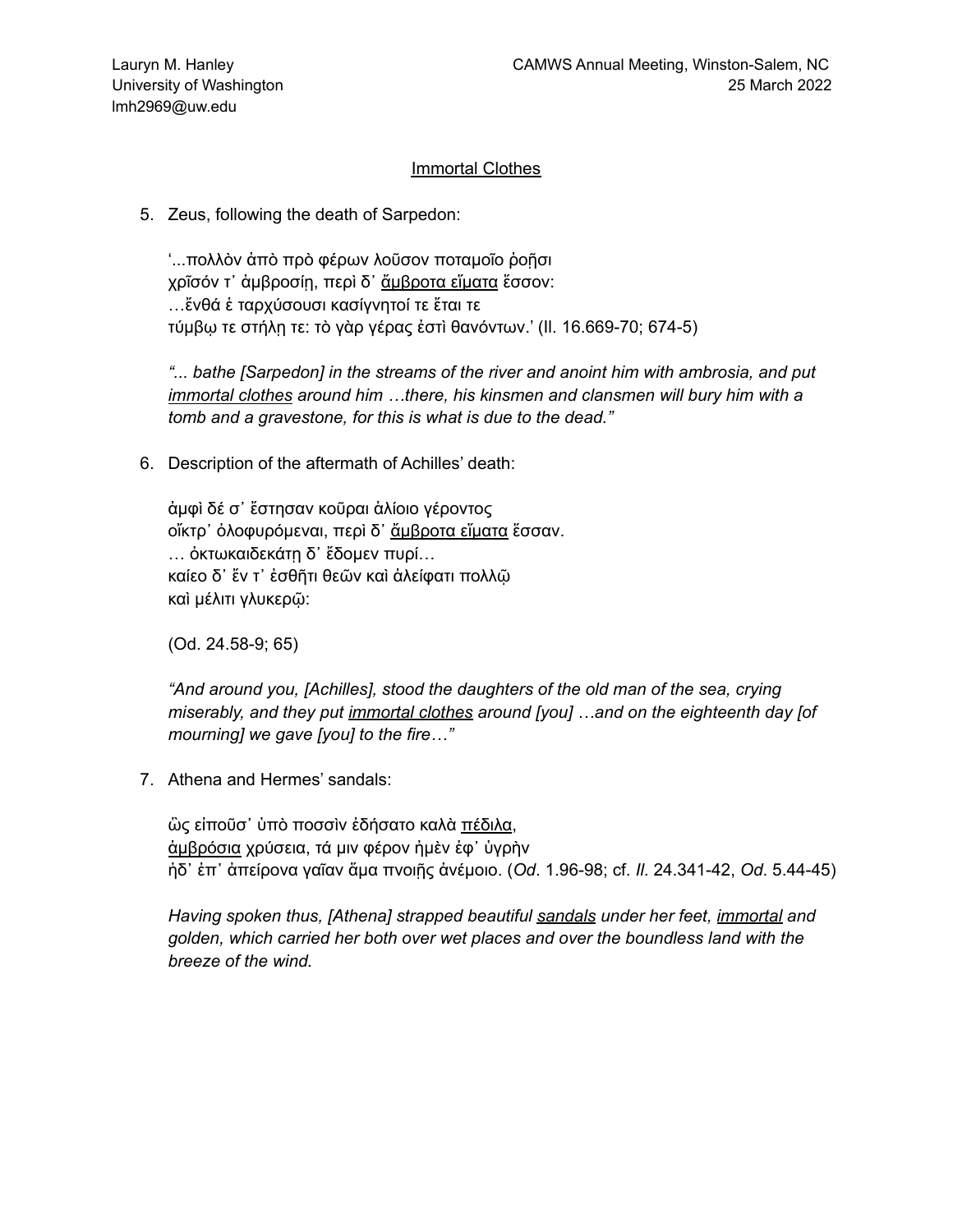<u>Immortal Clothes</u>

5. Zeus, following the death of Sarpedon:

   '...πολλὸν ἀπὸ πρὸ φέρων λοῦσον ποταμοῖο ῥοῇσι
   χρῖσόν τ' ἀμβροσίῃ, περὶ δ' <u>ἄμβροτα εἵματα</u> ἕσσον:
   …ἔνθά ἑ ταρχύσουσι κασίγνητοί τε ἔται τε
   τύμβῳ τε στήλῃ τε: τὸ γὰρ γέρας ἐστὶ θανόντων.' (Il. 16.669-70; 674-5)

   *"... bathe [Sarpedon] in the streams of the river and anoint him with ambrosia, and put <u>immortal clothes</u> around him …there, his kinsmen and clansmen will bury him with a tomb and a gravestone, for this is what is due to the dead."*

6. Description of the aftermath of Achilles' death:

   ἀμφὶ δέ σ' ἔστησαν κοῦραι ἁλίοιο γέροντος
   οἴκτρ' ὀλοφυρόμεναι, περὶ δ' <u>ἄμβροτα εἵματα</u> ἕσσαν.
   … ὀκτωκαιδεκάτῃ δ' ἔδομεν πυρί…
   καίεο δ' ἔν τ' ἐσθῆτι θεῶν καὶ ἀλείφατι πολλῷ
   καὶ μέλιτι γλυκερῷ:

   (Od. 24.58-9; 65)

   *"And around you, [Achilles], stood the daughters of the old man of the sea, crying miserably, and they put <u>immortal clothes</u> around [you] …and on the eighteenth day [of mourning] we gave [you] to the fire…"*

7. Athena and Hermes' sandals:

   ὣς εἰποῦσ' ὑπὸ ποσσὶν ἐδήσατο καλὰ <u>πέδιλα</u>,
   <u>ἀμβρόσια</u> χρύσεια, τά μιν φέρον ἠμὲν ἐφ' ὑγρὴν
   ἠδ' ἐπ' ἀπείρονα γαῖαν ἅμα πνοιῇς ἀνέμοιο. (*Od*. 1.96-98; cf. *Il*. 24.341-42, *Od*. 5.44-45)

   *Having spoken thus, [Athena] strapped beautiful <u>sandals</u> under her feet, <u>immortal</u> and golden, which carried her both over wet places and over the boundless land with the breeze of the wind.*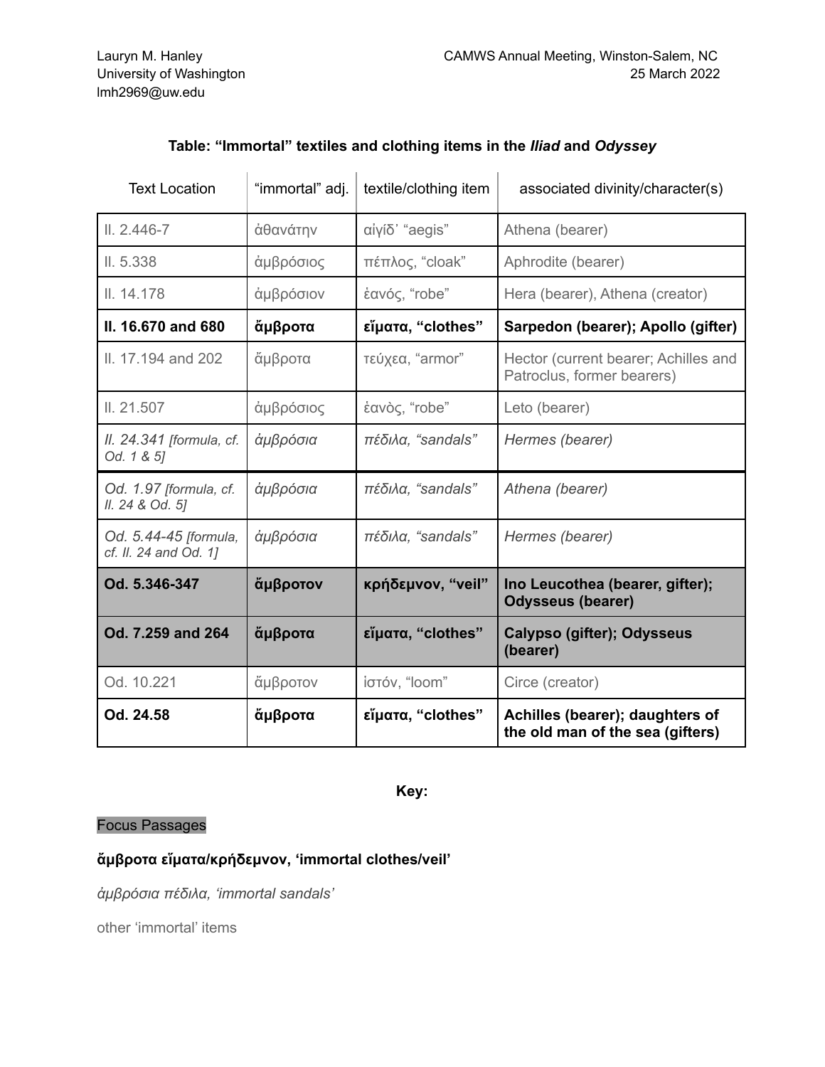Lauryn M. Hanley
University of Washington
lmh2969@uw.edu

CAMWS Annual Meeting, Winston-Salem, NC
25 March 2022

**Table: "Immortal" textiles and clothing items in the *Iliad* and *Odyssey***

| Text Location | "immortal" adj. | textile/clothing item | associated divinity/character(s) |
|---|---|---|---|
| Il. 2.446-7 | ἀθανάτην | αἰγίδ᾽ "aegis" | Athena (bearer) |
| Il. 5.338 | ἀμβρόσιος | πέπλος, "cloak" | Aphrodite (bearer) |
| Il. 14.178 | ἀμβρόσιον | ἑανός, "robe" | Hera (bearer), Athena (creator) |
| **Il. 16.670 and 680** | **ἄμβροτα** | **εἵματα, "clothes"** | **Sarpedon (bearer); Apollo (gifter)** |
| Il. 17.194 and 202 | ἄμβροτα | τεύχεα, "armor" | Hector (current bearer; Achilles and Patroclus, former bearers) |
| Il. 21.507 | ἀμβρόσιος | ἑανὸς, "robe" | Leto (bearer) |
| *Il. 24.341 [formula, cf. Od. 1 & 5]* | *ἀμβρόσια* | *πέδιλα, "sandals"* | *Hermes (bearer)* |
| *Od. 1.97 [formula, cf. Il. 24 & Od. 5]* | *ἀμβρόσια* | *πέδιλα, "sandals"* | *Athena (bearer)* |
| *Od. 5.44-45 [formula, cf. Il. 24 and Od. 1]* | *ἀμβρόσια* | *πέδιλα, "sandals"* | *Hermes (bearer)* |
| **Od. 5.346-347** | **ἄμβροτον** | **κρήδεμνον, "veil"** | **Ino Leucothea (bearer, gifter); Odysseus (bearer)** |
| **Od. 7.259 and 264** | **ἄμβροτα** | **εἵματα, "clothes"** | **Calypso (gifter); Odysseus (bearer)** |
| Od. 10.221 | ἄμβροτον | ἱστόν, "loom" | Circe (creator) |
| **Od. 24.58** | **ἄμβροτα** | **εἵματα, "clothes"** | **Achilles (bearer); daughters of the old man of the sea (gifters)** |

**Key:**

Focus Passages

**ἄμβροτα εἵματα/κρήδεμνον, 'immortal clothes/veil'**

*ἀμβρόσια πέδιλα, 'immortal sandals'*

other 'immortal' items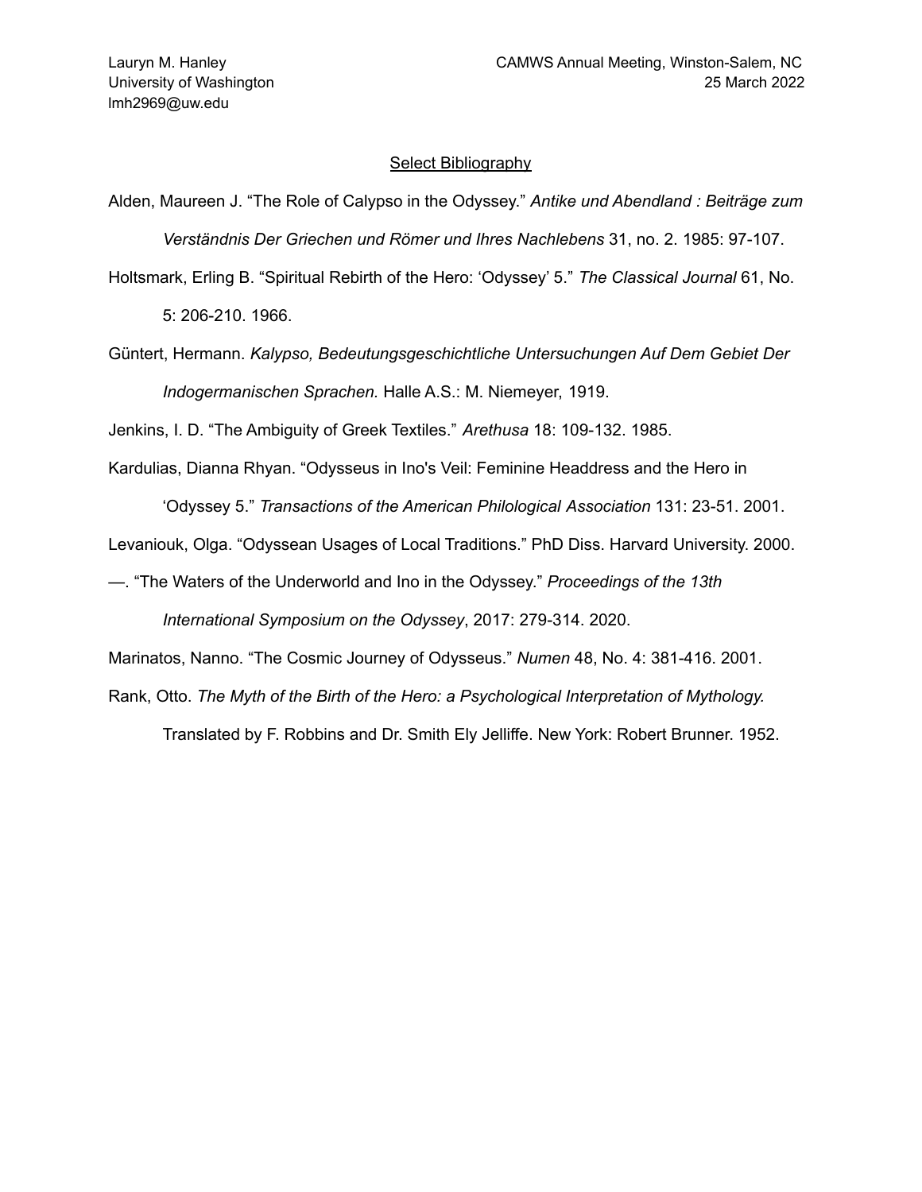Lauryn M. Hanley
University of Washington
lmh2969@uw.edu

CAMWS Annual Meeting, Winston-Salem, NC
25 March 2022

## Select Bibliography

Alden, Maureen J. “The Role of Calypso in the Odyssey.” *Antike und Abendland : Beiträge zum Verständnis Der Griechen und Römer und Ihres Nachlebens* 31, no. 2. 1985: 97-107.

Holtsmark, Erling B. “Spiritual Rebirth of the Hero: ‘Odyssey’ 5.” *The Classical Journal* 61, No. 5: 206-210. 1966.

Güntert, Hermann. *Kalypso, Bedeutungsgeschichtliche Untersuchungen Auf Dem Gebiet Der Indogermanischen Sprachen.* Halle A.S.: M. Niemeyer, 1919.

Jenkins, I. D. “The Ambiguity of Greek Textiles.” *Arethusa* 18: 109-132. 1985.

Kardulias, Dianna Rhyan. “Odysseus in Ino's Veil: Feminine Headdress and the Hero in ‘Odyssey 5.” *Transactions of the American Philological Association* 131: 23-51. 2001.

Levaniouk, Olga. “Odyssean Usages of Local Traditions.” PhD Diss. Harvard University. 2000.

—. “The Waters of the Underworld and Ino in the Odyssey.” *Proceedings of the 13th International Symposium on the Odyssey*, 2017: 279-314. 2020.

Marinatos, Nanno. “The Cosmic Journey of Odysseus.” *Numen* 48, No. 4: 381-416. 2001.

Rank, Otto. *The Myth of the Birth of the Hero: a Psychological Interpretation of Mythology.* Translated by F. Robbins and Dr. Smith Ely Jelliffe. New York: Robert Brunner. 1952.